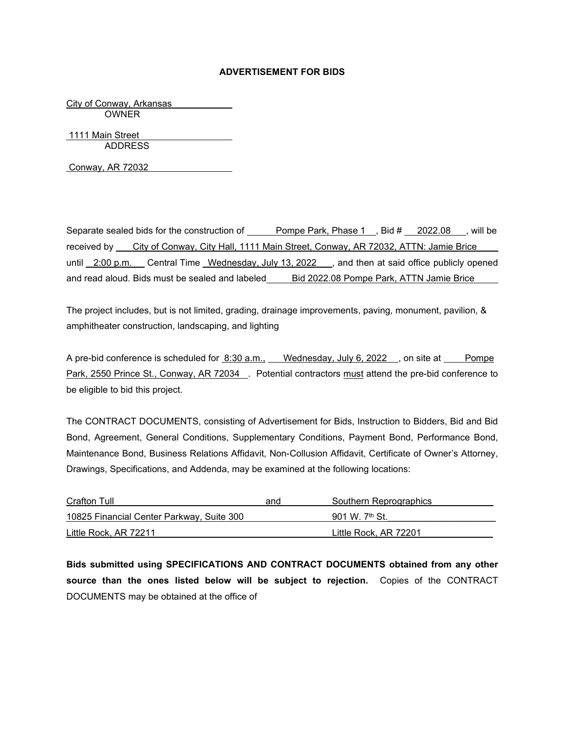**ADVERTISEMENT FOR BIDS**

City of Conway, Arkansas
OWNER

1111 Main Street
ADDRESS

Conway, AR 72032

Separate sealed bids for the construction of Pompe Park, Phase 1, Bid # 2022.08, will be received by City of Conway, City Hall, 1111 Main Street, Conway, AR 72032, ATTN: Jamie Brice until 2:00 p.m. Central Time Wednesday, July 13, 2022, and then at said office publicly opened and read aloud. Bids must be sealed and labeled Bid 2022.08 Pompe Park, ATTN Jamie Brice

The project includes, but is not limited, grading, drainage improvements, paving, monument, pavilion, & amphitheater construction, landscaping, and lighting

A pre-bid conference is scheduled for 8:30 a.m., Wednesday, July 6, 2022, on site at Pompe Park, 2550 Prince St., Conway, AR 72034. Potential contractors must attend the pre-bid conference to be eligible to bid this project.

The CONTRACT DOCUMENTS, consisting of Advertisement for Bids, Instruction to Bidders, Bid and Bid Bond, Agreement, General Conditions, Supplementary Conditions, Payment Bond, Performance Bond, Maintenance Bond, Business Relations Affidavit, Non-Collusion Affidavit, Certificate of Owner's Attorney, Drawings, Specifications, and Addenda, may be examined at the following locations:

| | | |
|---|---|---|
| Crafton Tull | and | Southern Reprographics |
| 10825 Financial Center Parkway, Suite 300 | | 901 W. 7th St. |
| Little Rock, AR 72211 | | Little Rock, AR 72201 |

**Bids submitted using SPECIFICATIONS AND CONTRACT DOCUMENTS obtained from any other source than the ones listed below will be subject to rejection.** Copies of the CONTRACT DOCUMENTS may be obtained at the office of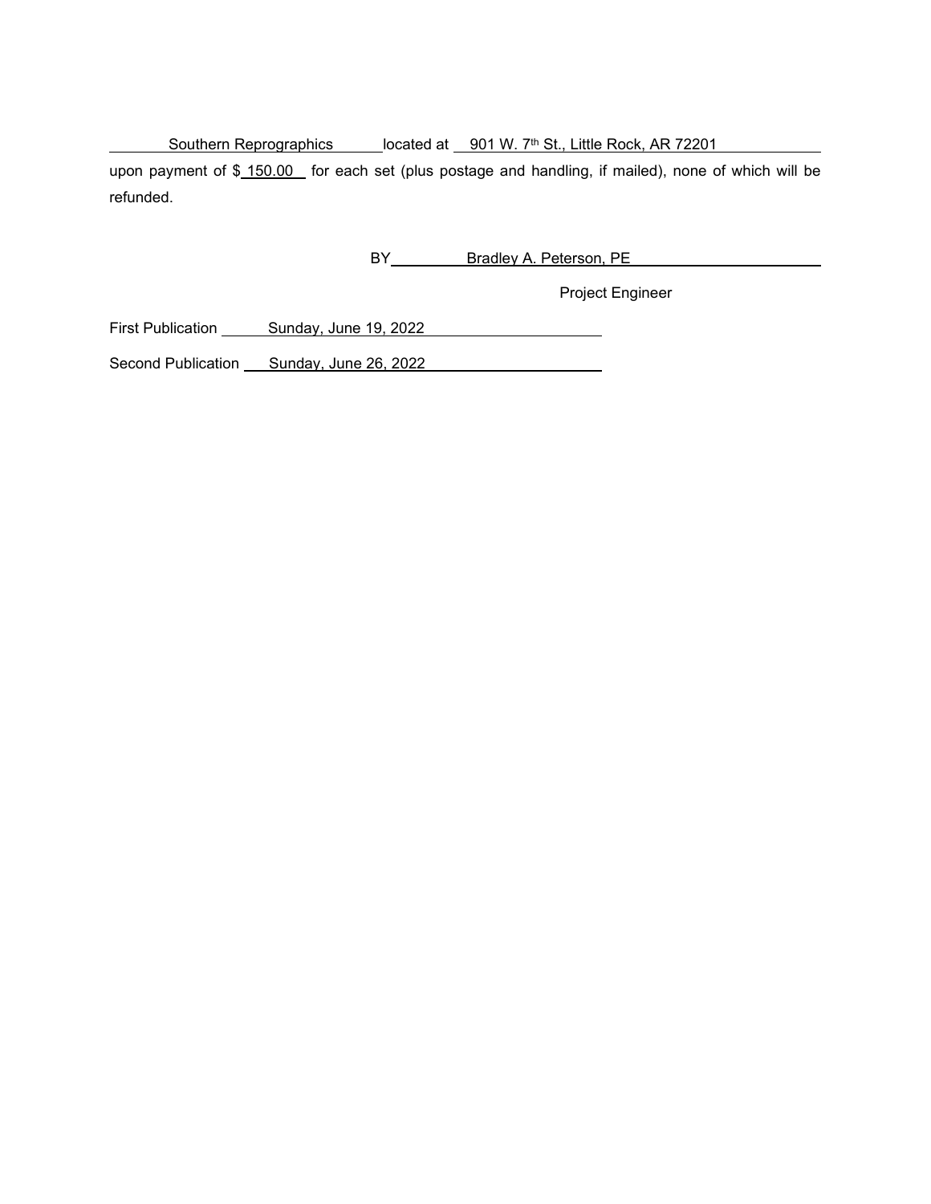Southern Reprographics located at 901 W. 7th St., Little Rock, AR 72201 upon payment of $ 150.00 for each set (plus postage and handling, if mailed), none of which will be refunded.

BY Bradley A. Peterson, PE

Project Engineer

First Publication Sunday, June 19, 2022

Second Publication Sunday, June 26, 2022